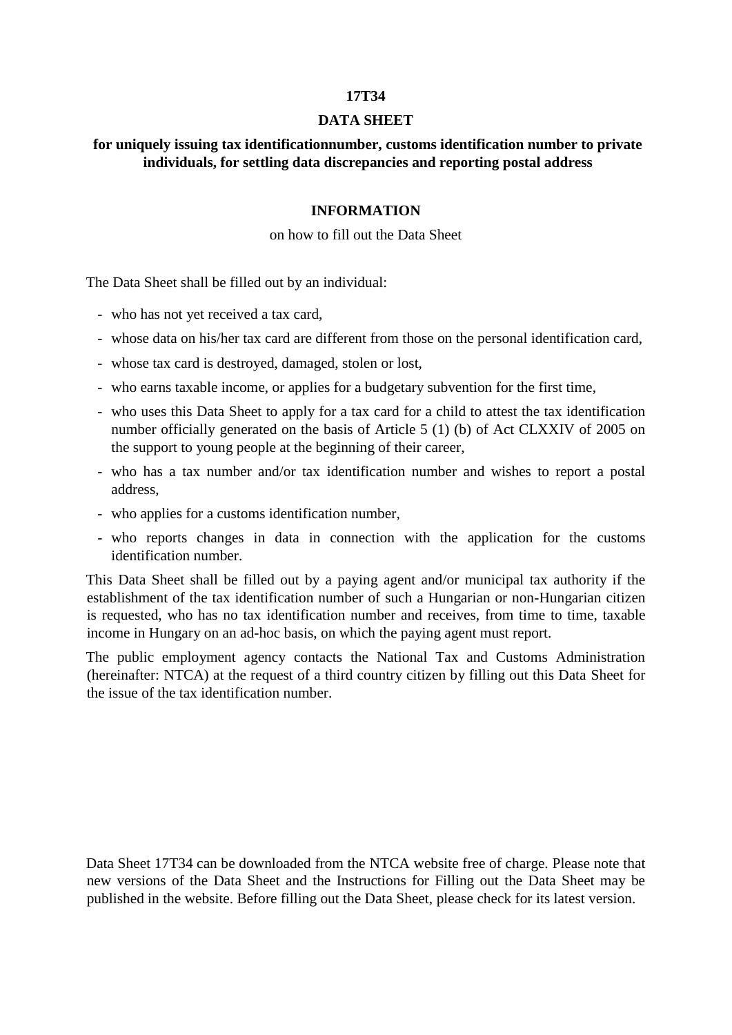**17T34**

# DATA SHEET

## for uniquely issuing tax identificationnumber, customs identification number to private individuals, for settling data discrepancies and reporting postal address

### INFORMATION

on how to fill out the Data Sheet

The Data Sheet shall be filled out by an individual:

- who has not yet received a tax card,
- whose data on his/her tax card are different from those on the personal identification card,
- whose tax card is destroyed, damaged, stolen or lost,
- who earns taxable income, or applies for a budgetary subvention for the first time,
- who uses this Data Sheet to apply for a tax card for a child to attest the tax identification number officially generated on the basis of Article 5 (1) (b) of Act CLXXIV of 2005 on the support to young people at the beginning of their career,
- who has a tax number and/or tax identification number and wishes to report a postal address,
- who applies for a customs identification number,
- who reports changes in data in connection with the application for the customs identification number.

This Data Sheet shall be filled out by a paying agent and/or municipal tax authority if the establishment of the tax identification number of such a Hungarian or non-Hungarian citizen is requested, who has no tax identification number and receives, from time to time, taxable income in Hungary on an ad-hoc basis, on which the paying agent must report.

The public employment agency contacts the National Tax and Customs Administration (hereinafter: NTCA) at the request of a third country citizen by filling out this Data Sheet for the issue of the tax identification number.

Data Sheet 17T34 can be downloaded from the NTCA website free of charge. Please note that new versions of the Data Sheet and the Instructions for Filling out the Data Sheet may be published in the website. Before filling out the Data Sheet, please check for its latest version.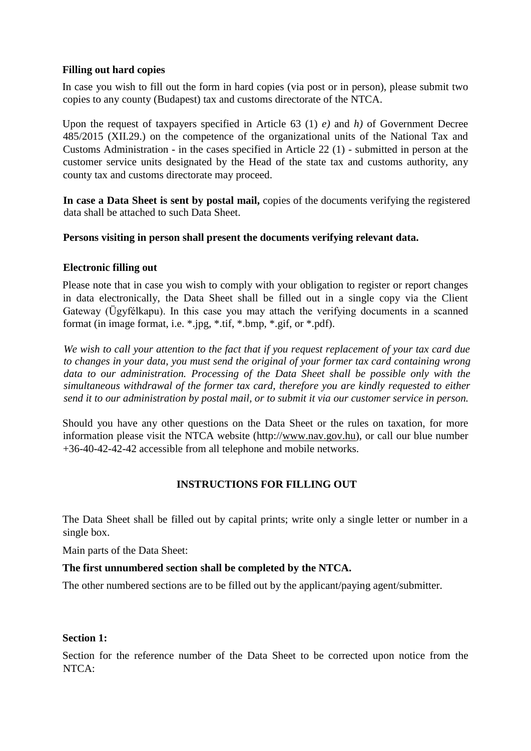**Filling out hard copies**

In case you wish to fill out the form in hard copies (via post or in person), please submit two copies to any county (Budapest) tax and customs directorate of the NTCA.

Upon the request of taxpayers specified in Article 63 (1) *e)* and *h)* of Government Decree 485/2015 (XII.29.) on the competence of the organizational units of the National Tax and Customs Administration - in the cases specified in Article 22 (1) - submitted in person at the customer service units designated by the Head of the state tax and customs authority, any county tax and customs directorate may proceed.

**In case a Data Sheet is sent by postal mail,** copies of the documents verifying the registered data shall be attached to such Data Sheet.

**Persons visiting in person shall present the documents verifying relevant data.**

**Electronic filling out**

Please note that in case you wish to comply with your obligation to register or report changes in data electronically, the Data Sheet shall be filled out in a single copy via the Client Gateway (Ügyfélkapu). In this case you may attach the verifying documents in a scanned format (in image format, i.e. *.jpg, *.tif, *.bmp, *.gif, or *.pdf).

*We wish to call your attention to the fact that if you request replacement of your tax card due to changes in your data, you must send the original of your former tax card containing wrong data to our administration. Processing of the Data Sheet shall be possible only with the simultaneous withdrawal of the former tax card, therefore you are kindly requested to either send it to our administration by postal mail, or to submit it via our customer service in person.*

Should you have any other questions on the Data Sheet or the rules on taxation, for more information please visit the NTCA website (http://www.nav.gov.hu), or call our blue number +36-40-42-42-42 accessible from all telephone and mobile networks.

## INSTRUCTIONS FOR FILLING OUT

The Data Sheet shall be filled out by capital prints; write only a single letter or number in a single box.

Main parts of the Data Sheet:

**The first unnumbered section shall be completed by the NTCA.**

The other numbered sections are to be filled out by the applicant/paying agent/submitter.

**Section 1:**

Section for the reference number of the Data Sheet to be corrected upon notice from the NTCA: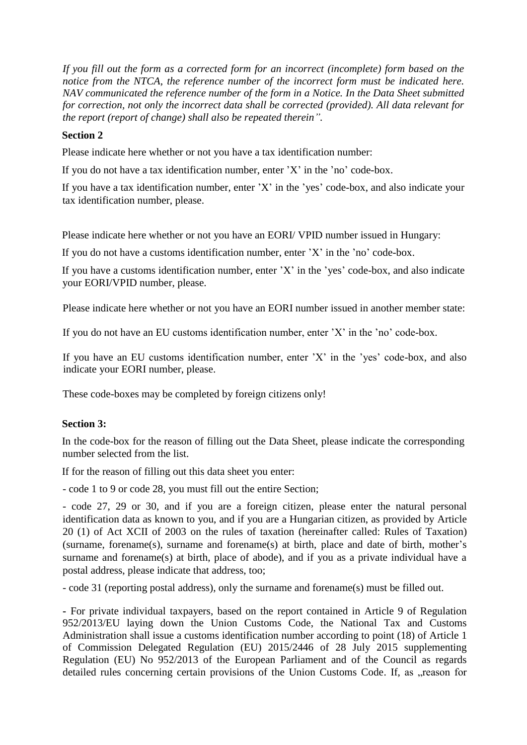*If you fill out the form as a corrected form for an incorrect (incomplete) form based on the notice from the NTCA, the reference number of the incorrect form must be indicated here. NAV communicated the reference number of the form in a Notice. In the Data Sheet submitted for correction, not only the incorrect data shall be corrected (provided). All data relevant for the report (report of change) shall also be repeated therein".*

**Section 2**

Please indicate here whether or not you have a tax identification number:

If you do not have a tax identification number, enter 'X' in the 'no' code-box.

If you have a tax identification number, enter 'X' in the 'yes' code-box, and also indicate your tax identification number, please.

Please indicate here whether or not you have an EORI/ VPID number issued in Hungary:

If you do not have a customs identification number, enter 'X' in the 'no' code-box.

If you have a customs identification number, enter 'X' in the 'yes' code-box, and also indicate your EORI/VPID number, please.

Please indicate here whether or not you have an EORI number issued in another member state:

If you do not have an EU customs identification number, enter 'X' in the 'no' code-box.

If you have an EU customs identification number, enter 'X' in the 'yes' code-box, and also indicate your EORI number, please.

These code-boxes may be completed by foreign citizens only!

**Section 3:**

In the code-box for the reason of filling out the Data Sheet, please indicate the corresponding number selected from the list.

If for the reason of filling out this data sheet you enter:

- code 1 to 9 or code 28, you must fill out the entire Section;

- code 27, 29 or 30, and if you are a foreign citizen, please enter the natural personal identification data as known to you, and if you are a Hungarian citizen, as provided by Article 20 (1) of Act XCII of 2003 on the rules of taxation (hereinafter called: Rules of Taxation) (surname, forename(s), surname and forename(s) at birth, place and date of birth, mother's surname and forename(s) at birth, place of abode), and if you as a private individual have a postal address, please indicate that address, too;

- code 31 (reporting postal address), only the surname and forename(s) must be filled out.

- For private individual taxpayers, based on the report contained in Article 9 of Regulation 952/2013/EU laying down the Union Customs Code, the National Tax and Customs Administration shall issue a customs identification number according to point (18) of Article 1 of Commission Delegated Regulation (EU) 2015/2446 of 28 July 2015 supplementing Regulation (EU) No 952/2013 of the European Parliament and of the Council as regards detailed rules concerning certain provisions of the Union Customs Code. If, as „reason for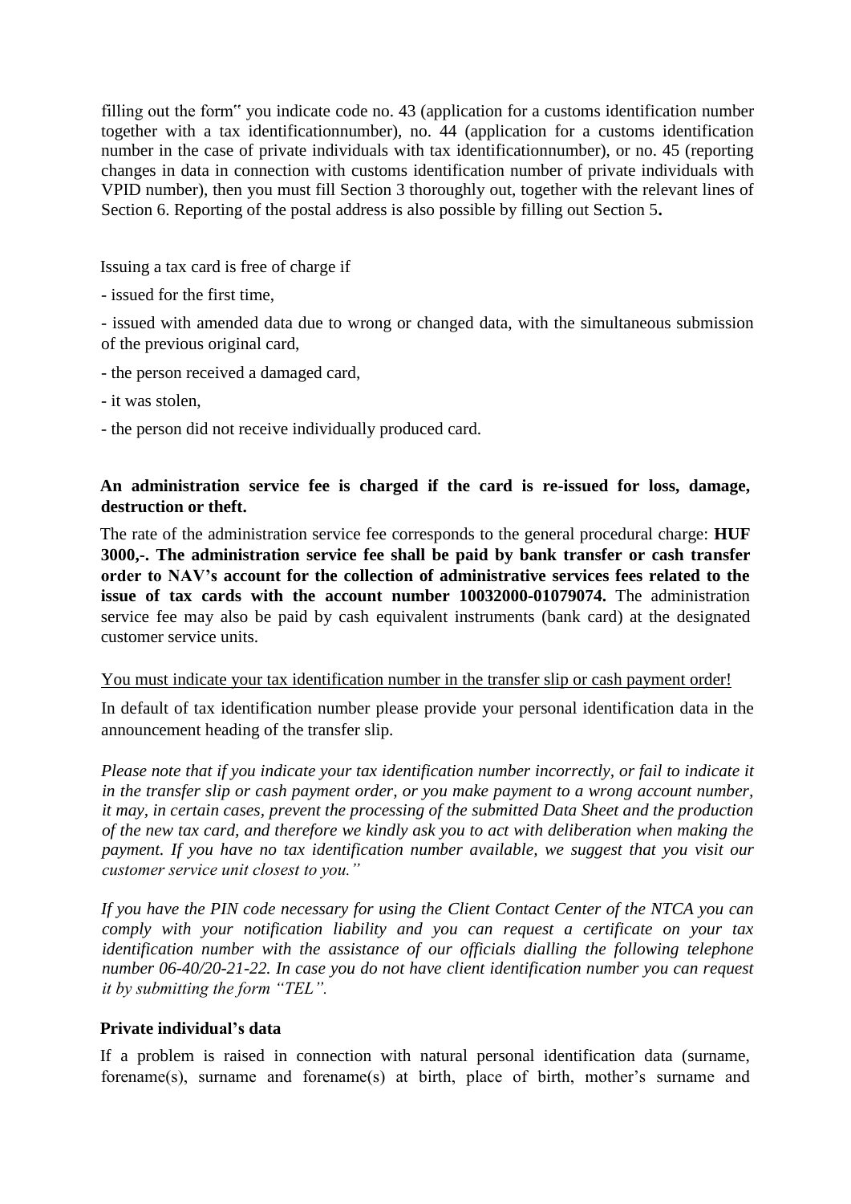filling out the form" you indicate code no. 43 (application for a customs identification number together with a tax identificationnumber), no. 44 (application for a customs identification number in the case of private individuals with tax identificationnumber), or no. 45 (reporting changes in data in connection with customs identification number of private individuals with VPID number), then you must fill Section 3 thoroughly out, together with the relevant lines of Section 6. Reporting of the postal address is also possible by filling out Section 5**.**

Issuing a tax card is free of charge if

- issued for the first time,
- issued with amended data due to wrong or changed data, with the simultaneous submission of the previous original card,
- the person received a damaged card,
- it was stolen,
- the person did not receive individually produced card.

**An administration service fee is charged if the card is re-issued for loss, damage, destruction or theft.**

The rate of the administration service fee corresponds to the general procedural charge: **HUF 3000,-. The administration service fee shall be paid by bank transfer or cash transfer order to NAV's account for the collection of administrative services fees related to the issue of tax cards with the account number 10032000-01079074.** The administration service fee may also be paid by cash equivalent instruments (bank card) at the designated customer service units.

You must indicate your tax identification number in the transfer slip or cash payment order!

In default of tax identification number please provide your personal identification data in the announcement heading of the transfer slip.

*Please note that if you indicate your tax identification number incorrectly, or fail to indicate it in the transfer slip or cash payment order, or you make payment to a wrong account number, it may, in certain cases, prevent the processing of the submitted Data Sheet and the production of the new tax card, and therefore we kindly ask you to act with deliberation when making the payment. If you have no tax identification number available, we suggest that you visit our customer service unit closest to you."*

*If you have the PIN code necessary for using the Client Contact Center of the NTCA you can comply with your notification liability and you can request a certificate on your tax identification number with the assistance of our officials dialling the following telephone number 06-40/20-21-22. In case you do not have client identification number you can request it by submitting the form "TEL".*

**Private individual's data**

If a problem is raised in connection with natural personal identification data (surname, forename(s), surname and forename(s) at birth, place of birth, mother's surname and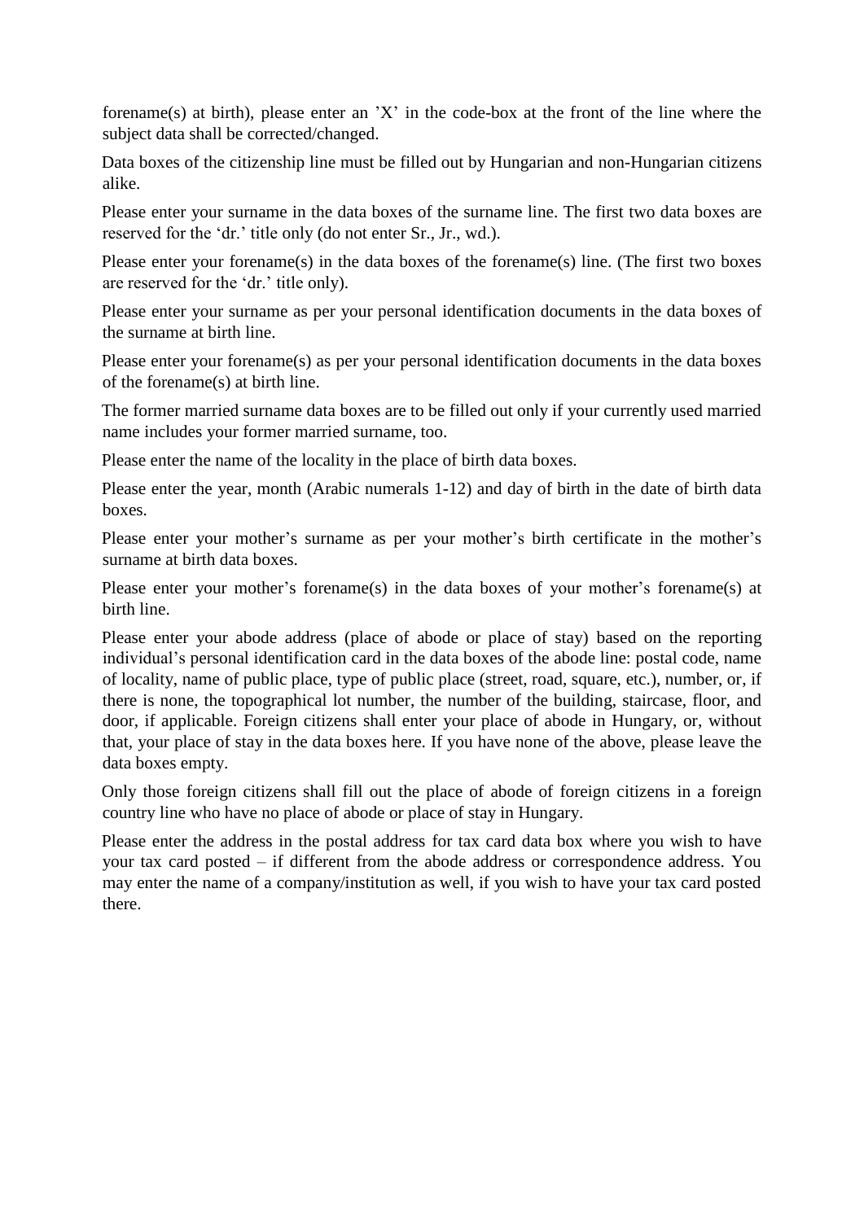forename(s) at birth), please enter an 'X' in the code-box at the front of the line where the subject data shall be corrected/changed.

Data boxes of the citizenship line must be filled out by Hungarian and non-Hungarian citizens alike.

Please enter your surname in the data boxes of the surname line. The first two data boxes are reserved for the 'dr.' title only (do not enter Sr., Jr., wd.).

Please enter your forename(s) in the data boxes of the forename(s) line. (The first two boxes are reserved for the 'dr.' title only).

Please enter your surname as per your personal identification documents in the data boxes of the surname at birth line.

Please enter your forename(s) as per your personal identification documents in the data boxes of the forename(s) at birth line.

The former married surname data boxes are to be filled out only if your currently used married name includes your former married surname, too.

Please enter the name of the locality in the place of birth data boxes.

Please enter the year, month (Arabic numerals 1-12) and day of birth in the date of birth data boxes.

Please enter your mother's surname as per your mother's birth certificate in the mother's surname at birth data boxes.

Please enter your mother's forename(s) in the data boxes of your mother's forename(s) at birth line.

Please enter your abode address (place of abode or place of stay) based on the reporting individual's personal identification card in the data boxes of the abode line: postal code, name of locality, name of public place, type of public place (street, road, square, etc.), number, or, if there is none, the topographical lot number, the number of the building, staircase, floor, and door, if applicable. Foreign citizens shall enter your place of abode in Hungary, or, without that, your place of stay in the data boxes here. If you have none of the above, please leave the data boxes empty.

Only those foreign citizens shall fill out the place of abode of foreign citizens in a foreign country line who have no place of abode or place of stay in Hungary.

Please enter the address in the postal address for tax card data box where you wish to have your tax card posted – if different from the abode address or correspondence address. You may enter the name of a company/institution as well, if you wish to have your tax card posted there.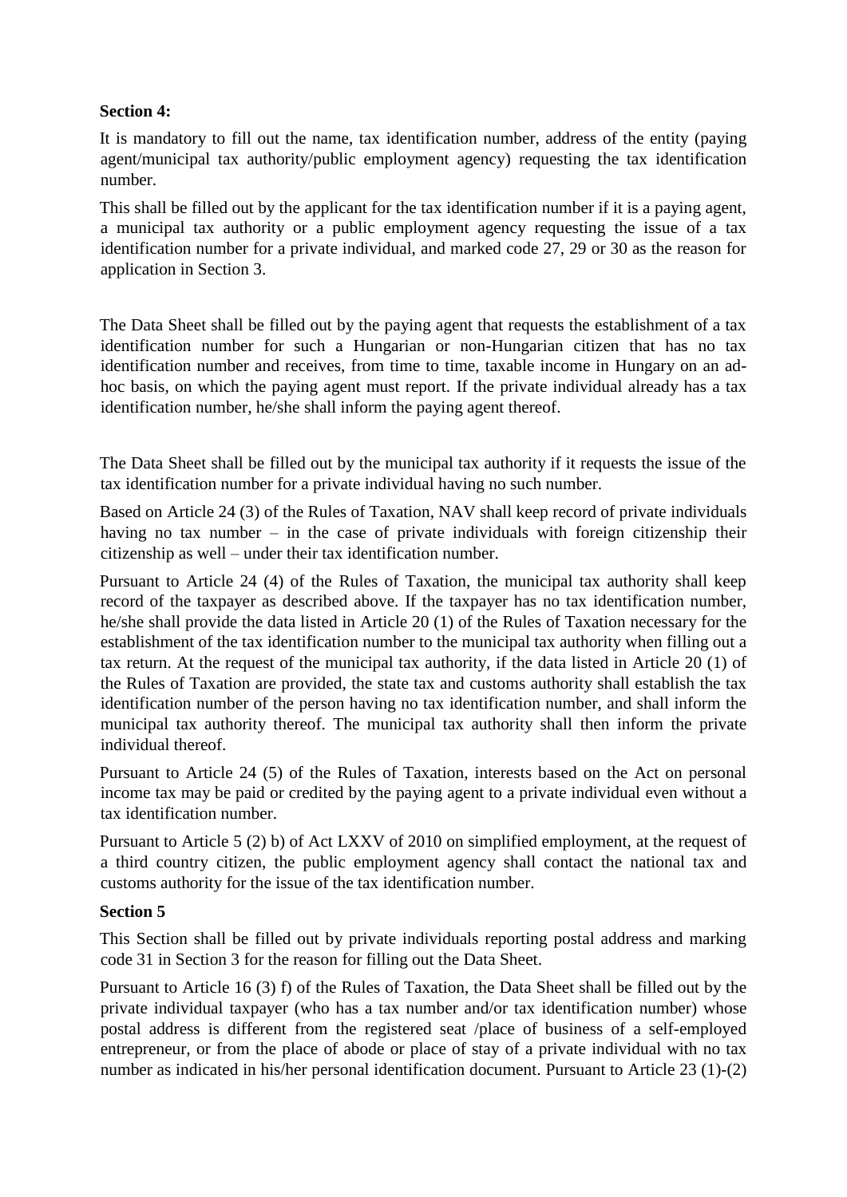**Section 4:**

It is mandatory to fill out the name, tax identification number, address of the entity (paying agent/municipal tax authority/public employment agency) requesting the tax identification number.

This shall be filled out by the applicant for the tax identification number if it is a paying agent, a municipal tax authority or a public employment agency requesting the issue of a tax identification number for a private individual, and marked code 27, 29 or 30 as the reason for application in Section 3.

The Data Sheet shall be filled out by the paying agent that requests the establishment of a tax identification number for such a Hungarian or non-Hungarian citizen that has no tax identification number and receives, from time to time, taxable income in Hungary on an ad-hoc basis, on which the paying agent must report. If the private individual already has a tax identification number, he/she shall inform the paying agent thereof.

The Data Sheet shall be filled out by the municipal tax authority if it requests the issue of the tax identification number for a private individual having no such number.

Based on Article 24 (3) of the Rules of Taxation, NAV shall keep record of private individuals having no tax number – in the case of private individuals with foreign citizenship their citizenship as well – under their tax identification number.

Pursuant to Article 24 (4) of the Rules of Taxation, the municipal tax authority shall keep record of the taxpayer as described above. If the taxpayer has no tax identification number, he/she shall provide the data listed in Article 20 (1) of the Rules of Taxation necessary for the establishment of the tax identification number to the municipal tax authority when filling out a tax return. At the request of the municipal tax authority, if the data listed in Article 20 (1) of the Rules of Taxation are provided, the state tax and customs authority shall establish the tax identification number of the person having no tax identification number, and shall inform the municipal tax authority thereof. The municipal tax authority shall then inform the private individual thereof.

Pursuant to Article 24 (5) of the Rules of Taxation, interests based on the Act on personal income tax may be paid or credited by the paying agent to a private individual even without a tax identification number.

Pursuant to Article 5 (2) b) of Act LXXV of 2010 on simplified employment, at the request of a third country citizen, the public employment agency shall contact the national tax and customs authority for the issue of the tax identification number.

**Section 5**

This Section shall be filled out by private individuals reporting postal address and marking code 31 in Section 3 for the reason for filling out the Data Sheet.

Pursuant to Article 16 (3) f) of the Rules of Taxation, the Data Sheet shall be filled out by the private individual taxpayer (who has a tax number and/or tax identification number) whose postal address is different from the registered seat /place of business of a self-employed entrepreneur, or from the place of abode or place of stay of a private individual with no tax number as indicated in his/her personal identification document. Pursuant to Article 23 (1)-(2)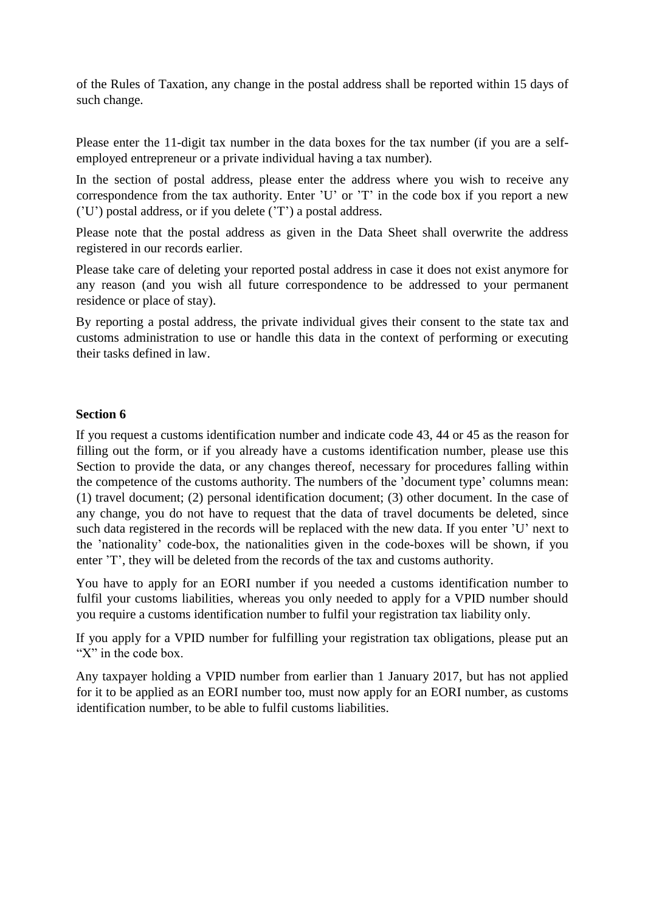of the Rules of Taxation, any change in the postal address shall be reported within 15 days of such change.

Please enter the 11-digit tax number in the data boxes for the tax number (if you are a self-employed entrepreneur or a private individual having a tax number).

In the section of postal address, please enter the address where you wish to receive any correspondence from the tax authority. Enter 'U' or 'T' in the code box if you report a new ('U') postal address, or if you delete ('T') a postal address.

Please note that the postal address as given in the Data Sheet shall overwrite the address registered in our records earlier.

Please take care of deleting your reported postal address in case it does not exist anymore for any reason (and you wish all future correspondence to be addressed to your permanent residence or place of stay).

By reporting a postal address, the private individual gives their consent to the state tax and customs administration to use or handle this data in the context of performing or executing their tasks defined in law.

**Section 6**

If you request a customs identification number and indicate code 43, 44 or 45 as the reason for filling out the form, or if you already have a customs identification number, please use this Section to provide the data, or any changes thereof, necessary for procedures falling within the competence of the customs authority. The numbers of the 'document type' columns mean: (1) travel document; (2) personal identification document; (3) other document. In the case of any change, you do not have to request that the data of travel documents be deleted, since such data registered in the records will be replaced with the new data. If you enter 'U' next to the 'nationality' code-box, the nationalities given in the code-boxes will be shown, if you enter 'T', they will be deleted from the records of the tax and customs authority.

You have to apply for an EORI number if you needed a customs identification number to fulfil your customs liabilities, whereas you only needed to apply for a VPID number should you require a customs identification number to fulfil your registration tax liability only.

If you apply for a VPID number for fulfilling your registration tax obligations, please put an "X" in the code box.

Any taxpayer holding a VPID number from earlier than 1 January 2017, but has not applied for it to be applied as an EORI number too, must now apply for an EORI number, as customs identification number, to be able to fulfil customs liabilities.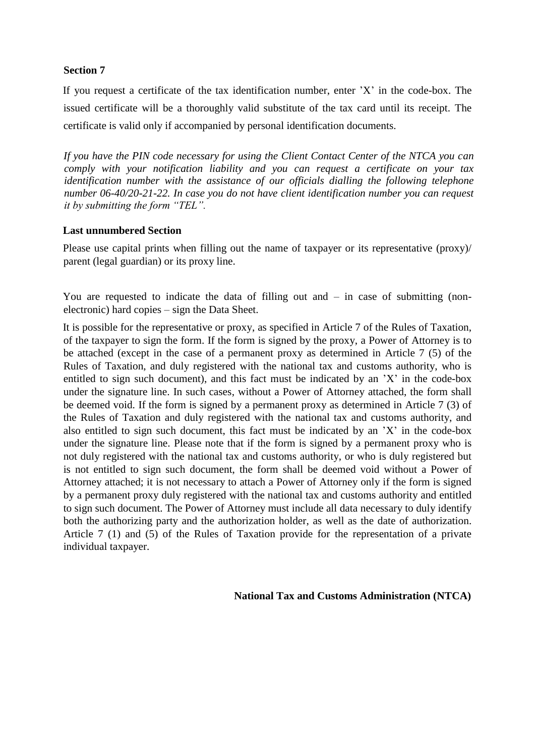**Section 7**

If you request a certificate of the tax identification number, enter 'X' in the code-box. The issued certificate will be a thoroughly valid substitute of the tax card until its receipt. The certificate is valid only if accompanied by personal identification documents.

*If you have the PIN code necessary for using the Client Contact Center of the NTCA you can comply with your notification liability and you can request a certificate on your tax identification number with the assistance of our officials dialling the following telephone number 06-40/20-21-22. In case you do not have client identification number you can request it by submitting the form "TEL".*

**Last unnumbered Section**

Please use capital prints when filling out the name of taxpayer or its representative (proxy)/ parent (legal guardian) or its proxy line.

You are requested to indicate the data of filling out and – in case of submitting (non-electronic) hard copies – sign the Data Sheet.

It is possible for the representative or proxy, as specified in Article 7 of the Rules of Taxation, of the taxpayer to sign the form. If the form is signed by the proxy, a Power of Attorney is to be attached (except in the case of a permanent proxy as determined in Article 7 (5) of the Rules of Taxation, and duly registered with the national tax and customs authority, who is entitled to sign such document), and this fact must be indicated by an 'X' in the code-box under the signature line. In such cases, without a Power of Attorney attached, the form shall be deemed void. If the form is signed by a permanent proxy as determined in Article 7 (3) of the Rules of Taxation and duly registered with the national tax and customs authority, and also entitled to sign such document, this fact must be indicated by an 'X' in the code-box under the signature line. Please note that if the form is signed by a permanent proxy who is not duly registered with the national tax and customs authority, or who is duly registered but is not entitled to sign such document, the form shall be deemed void without a Power of Attorney attached; it is not necessary to attach a Power of Attorney only if the form is signed by a permanent proxy duly registered with the national tax and customs authority and entitled to sign such document. The Power of Attorney must include all data necessary to duly identify both the authorizing party and the authorization holder, as well as the date of authorization. Article 7 (1) and (5) of the Rules of Taxation provide for the representation of a private individual taxpayer.

**National Tax and Customs Administration (NTCA)**